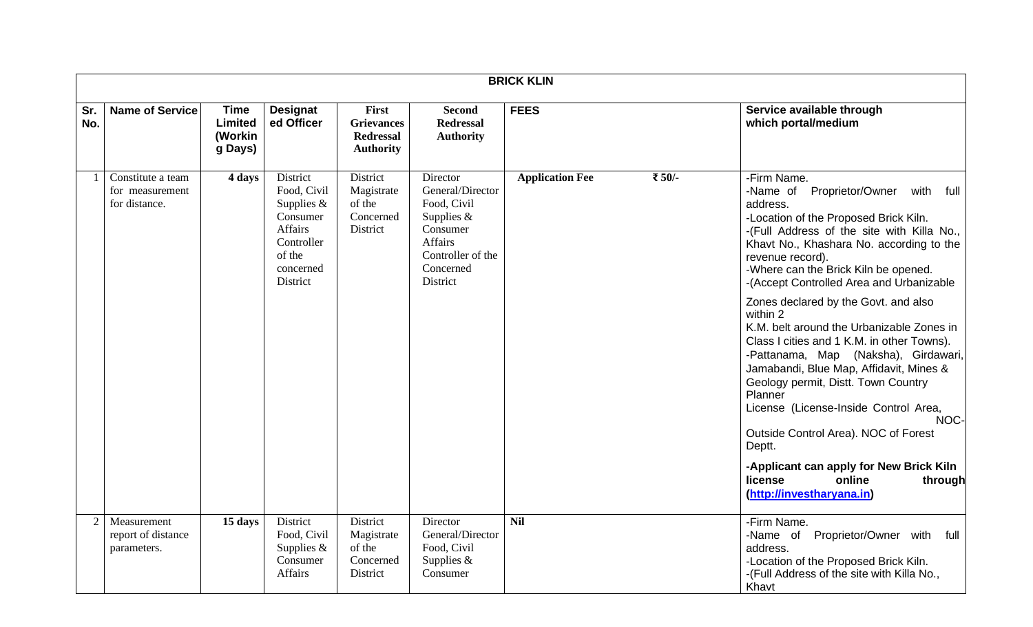| BRICK KLIN | | | | | | | |
|---|---|---|---|---|---|---|---|
| **Sr. No.** | **Name of Service** | **Time Limited (Working Days)** | **Designated Officer** | **First Grievances Redressal Authority** | **Second Redressal Authority** | **FEES** | **Service available through which portal/medium** |
| 1 | Constitute a team for measurement for distance. | **4 days** | District Food, Civil Supplies & Consumer Affairs Controller of the concerned District | District Magistrate of the Concerned District | Director General/Director Food, Civil Supplies & Consumer Affairs Controller of the Concerned District | **Application Fee** ₹ 50/- | -Firm Name.<br>-Name of Proprietor/Owner with full address.<br>-Location of the Proposed Brick Kiln.<br>-(Full Address of the site with Killa No., Khavt No., Khashara No. according to the revenue record).<br>-Where can the Brick Kiln be opened.<br>-(Accept Controlled Area and Urbanizable Zones declared by the Govt. and also within 2 K.M. belt around the Urbanizable Zones in Class I cities and 1 K.M. in other Towns).<br>-Pattanama, Map (Naksha), Girdawari, Jamabandi, Blue Map, Affidavit, Mines & Geology permit, Distt. Town Country Planner License (License-Inside Control Area, NOC-Outside Control Area). NOC of Forest Deptt.<br>**-Applicant can apply for New Brick Kiln license online through (http://investharyana.in)** |
| 2 | Measurement report of distance parameters. | **15 days** | District Food, Civil Supplies & Consumer Affairs | District Magistrate of the Concerned District | Director General/Director Food, Civil Supplies & Consumer | **Nil** | -Firm Name.<br>-Name of Proprietor/Owner with full address.<br>-Location of the Proposed Brick Kiln.<br>-(Full Address of the site with Killa No., Khavt |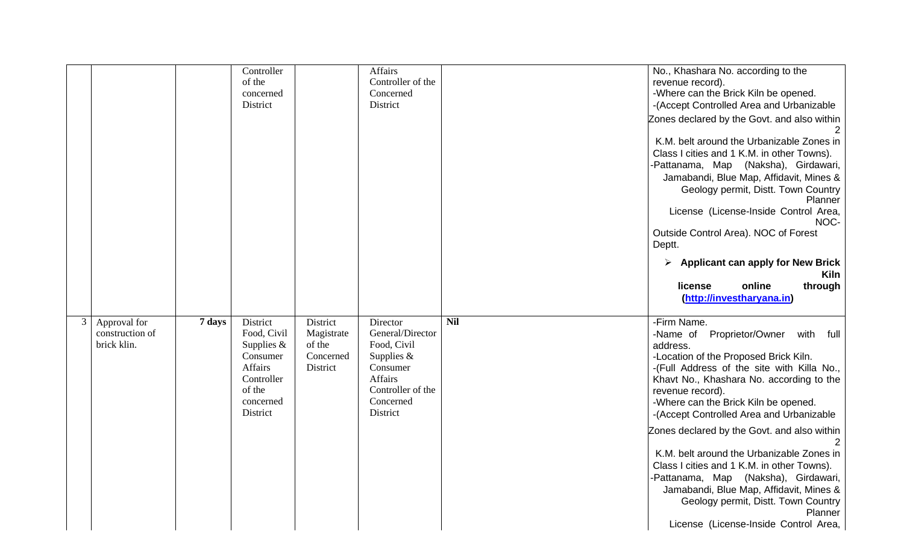|  |  |  | Controller of the concerned District |  | Affairs Controller of the Concerned District |  | No., Khashara No. according to the revenue record).<br>-Where can the Brick Kiln be opened.<br>-(Accept Controlled Area and Urbanizable Zones declared by the Govt. and also within 2 K.M. belt around the Urbanizable Zones in Class I cities and 1 K.M. in other Towns).<br>-Pattanama, Map (Naksha), Girdawari, Jamabandi, Blue Map, Affidavit, Mines & Geology permit, Distt. Town Country Planner License (License-Inside Control Area, NOC-Outside Control Area). NOC of Forest Deptt.<br>➢ **Applicant can apply for New Brick Kiln license online through (http://investharyana.in)** |
|---|---|---|---|---|---|---|---|
| 3 | Approval for construction of brick klin. | **7 days** | District Food, Civil Supplies & Consumer Affairs Controller of the concerned District | District Magistrate of the Concerned District | Director General/Director Food, Civil Supplies & Consumer Affairs Controller of the Concerned District | **Nil** | -Firm Name.<br>-Name of Proprietor/Owner with full address.<br>-Location of the Proposed Brick Kiln.<br>-(Full Address of the site with Killa No., Khavt No., Khashara No. according to the revenue record).<br>-Where can the Brick Kiln be opened.<br>-(Accept Controlled Area and Urbanizable Zones declared by the Govt. and also within 2 K.M. belt around the Urbanizable Zones in Class I cities and 1 K.M. in other Towns).<br>-Pattanama, Map (Naksha), Girdawari, Jamabandi, Blue Map, Affidavit, Mines & Geology permit, Distt. Town Country Planner License (License-Inside Control Area, |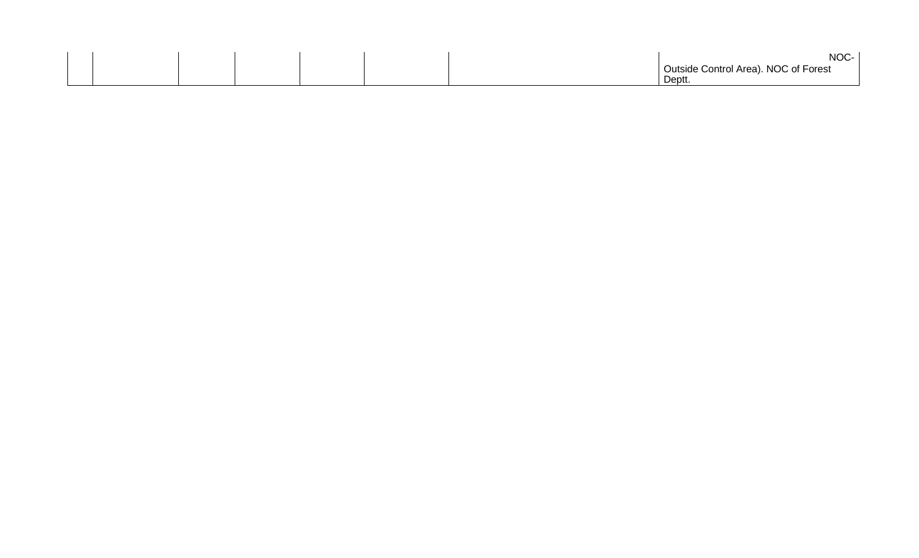| | | | | | | | |
|---|---|---|---|---|---|---|---|
| | | | | | | | NOC-<br>Outside Control Area). NOC of Forest Deptt. |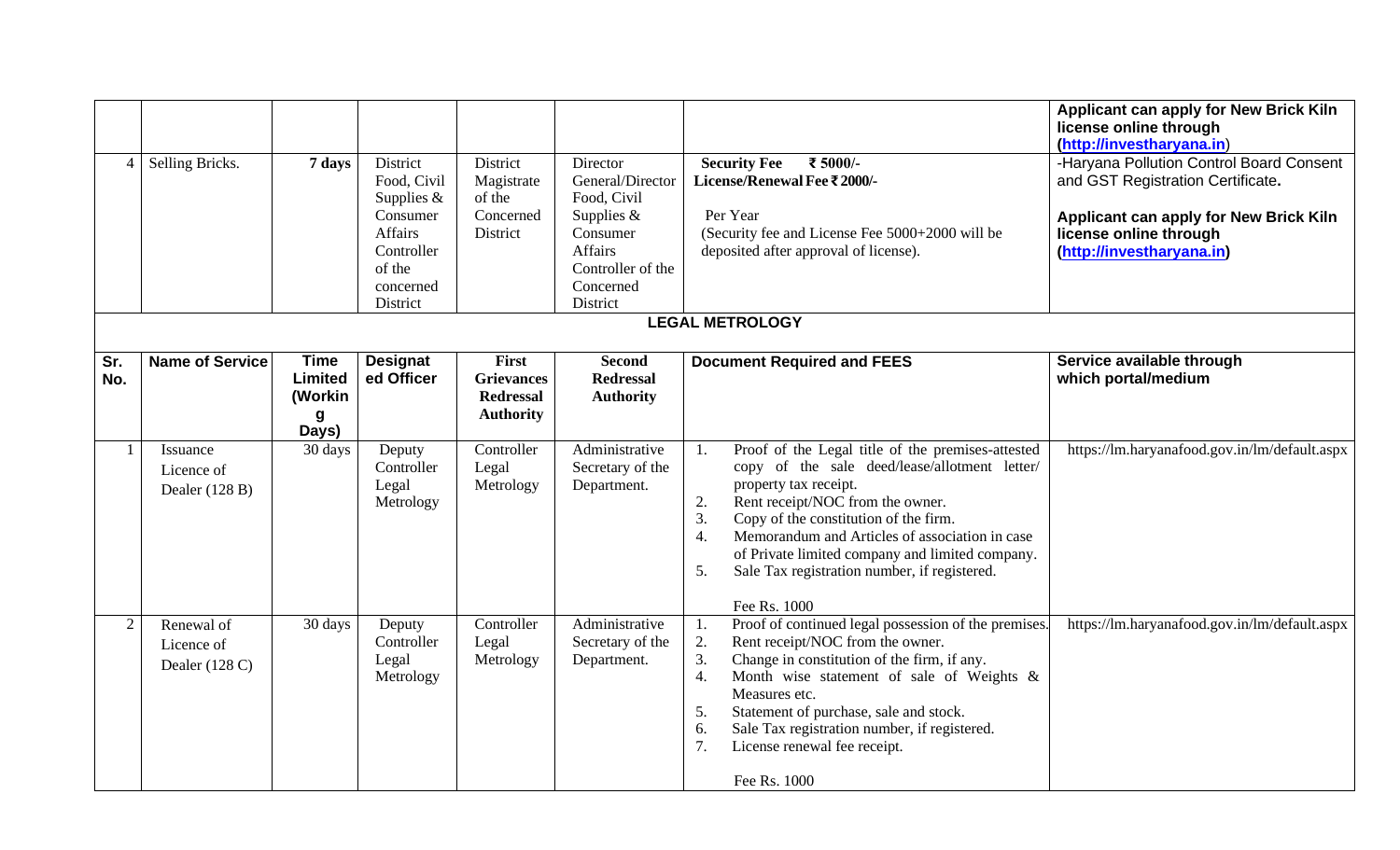|  |  |  |  |  |  |  | **Applicant can apply for New Brick Kiln license online through (http://investharyana.in)** |
|---|---|---|---|---|---|---|---|
| 4 | Selling Bricks. | **7 days** | District Food, Civil Supplies & Consumer Affairs Controller of the concerned District | District Magistrate of the Concerned District | Director General/Director Food, Civil Supplies & Consumer Affairs Controller of the Concerned District | **Security Fee ₹ 5000/-** **License/Renewal Fee ₹ 2000/-** Per Year (Security fee and License Fee 5000+2000 will be deposited after approval of license). | -Haryana Pollution Control Board Consent and GST Registration Certificate. **Applicant can apply for New Brick Kiln license online through (http://investharyana.in)** |

## LEGAL METROLOGY

| Sr. No. | Name of Service | Time Limited (Working Days) | Designated Officer | First Grievances Redressal Authority | Second Redressal Authority | Document Required and FEES | Service available through which portal/medium |
|---|---|---|---|---|---|---|---|
| 1 | Issuance Licence of Dealer (128 B) | 30 days | Deputy Controller Legal Metrology | Controller Legal Metrology | Administrative Secretary of the Department. | 1. Proof of the Legal title of the premises-attested copy of the sale deed/lease/allotment letter/ property tax receipt.<br>2. Rent receipt/NOC from the owner.<br>3. Copy of the constitution of the firm.<br>4. Memorandum and Articles of association in case of Private limited company and limited company.<br>5. Sale Tax registration number, if registered.<br><br>Fee Rs. 1000 | https://lm.haryanafood.gov.in/lm/default.aspx |
| 2 | Renewal of Licence of Dealer (128 C) | 30 days | Deputy Controller Legal Metrology | Controller Legal Metrology | Administrative Secretary of the Department. | 1. Proof of continued legal possession of the premises.<br>2. Rent receipt/NOC from the owner.<br>3. Change in constitution of the firm, if any.<br>4. Month wise statement of sale of Weights & Measures etc.<br>5. Statement of purchase, sale and stock.<br>6. Sale Tax registration number, if registered.<br>7. License renewal fee receipt.<br><br>Fee Rs. 1000 | https://lm.haryanafood.gov.in/lm/default.aspx |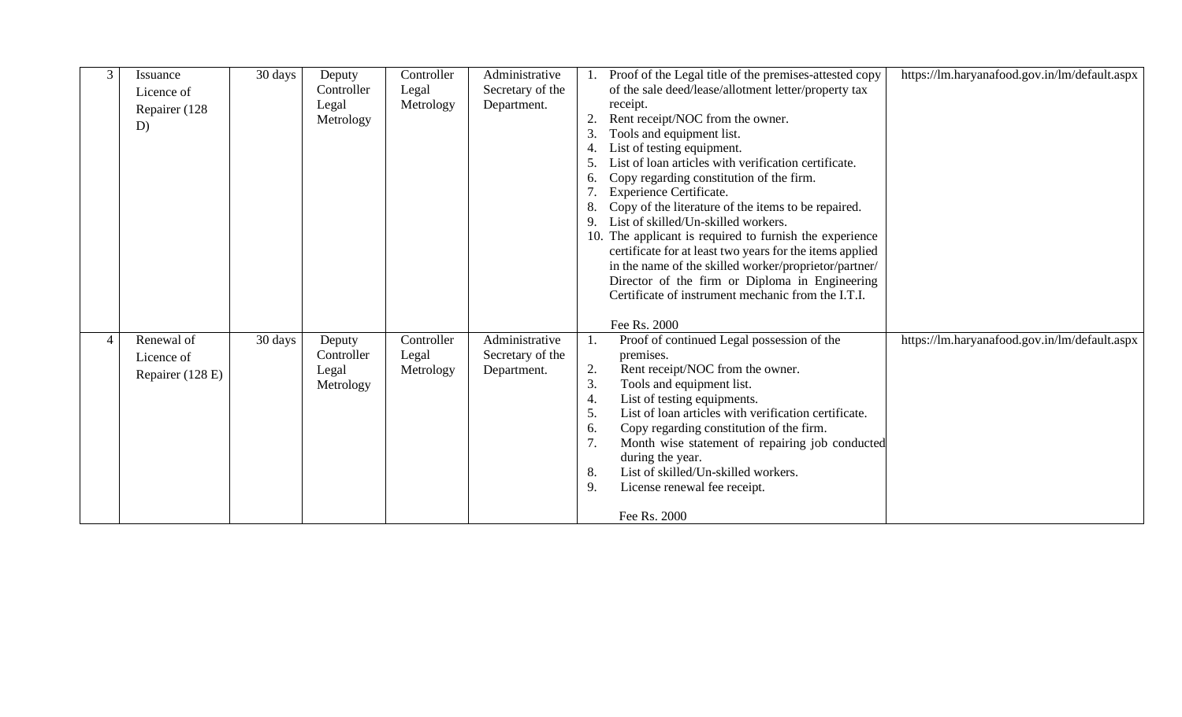| 3 | Issuance Licence of Repairer (128 D) | 30 days | Deputy Controller Legal Metrology | Controller Legal Metrology | Administrative Secretary of the Department. | 1. Proof of the Legal title of the premises-attested copy of the sale deed/lease/allotment letter/property tax receipt.<br>2. Rent receipt/NOC from the owner.<br>3. Tools and equipment list.<br>4. List of testing equipment.<br>5. List of loan articles with verification certificate.<br>6. Copy regarding constitution of the firm.<br>7. Experience Certificate.<br>8. Copy of the literature of the items to be repaired.<br>9. List of skilled/Un-skilled workers.<br>10. The applicant is required to furnish the experience certificate for at least two years for the items applied in the name of the skilled worker/proprietor/partner/ Director of the firm or Diploma in Engineering Certificate of instrument mechanic from the I.T.I.<br><br>Fee Rs. 2000 | https://lm.haryanafood.gov.in/lm/default.aspx |
|---|---|---|---|---|---|---|---|
| 4 | Renewal of Licence of Repairer (128 E) | 30 days | Deputy Controller Legal Metrology | Controller Legal Metrology | Administrative Secretary of the Department. | 1. Proof of continued Legal possession of the premises.<br>2. Rent receipt/NOC from the owner.<br>3. Tools and equipment list.<br>4. List of testing equipments.<br>5. List of loan articles with verification certificate.<br>6. Copy regarding constitution of the firm.<br>7. Month wise statement of repairing job conducted during the year.<br>8. List of skilled/Un-skilled workers.<br>9. License renewal fee receipt.<br><br>Fee Rs. 2000 | https://lm.haryanafood.gov.in/lm/default.aspx |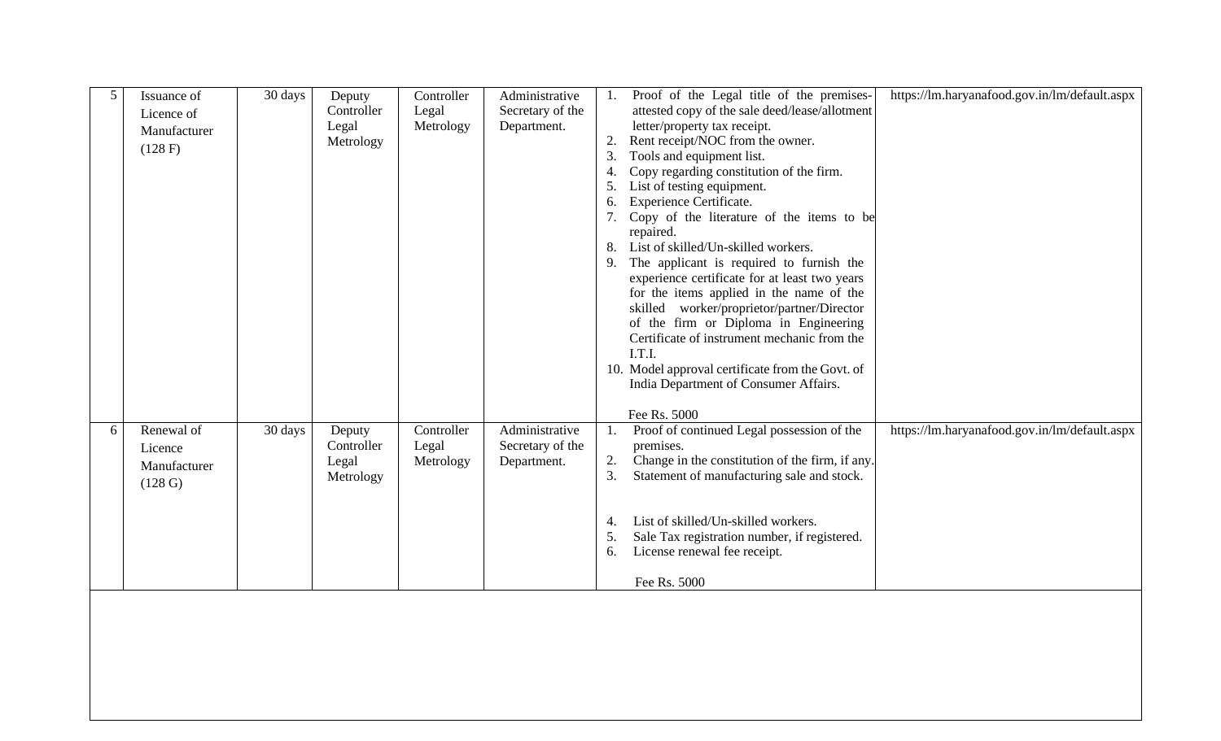| 5 | Issuance of Licence of Manufacturer (128 F) | 30 days | Deputy Controller Legal Metrology | Controller Legal Metrology | Administrative Secretary of the Department. | 1. Proof of the Legal title of the premises-attested copy of the sale deed/lease/allotment letter/property tax receipt.<br>2. Rent receipt/NOC from the owner.<br>3. Tools and equipment list.<br>4. Copy regarding constitution of the firm.<br>5. List of testing equipment.<br>6. Experience Certificate.<br>7. Copy of the literature of the items to be repaired.<br>8. List of skilled/Un-skilled workers.<br>9. The applicant is required to furnish the experience certificate for at least two years for the items applied in the name of the skilled worker/proprietor/partner/Director of the firm or Diploma in Engineering Certificate of instrument mechanic from the I.T.I.<br>10. Model approval certificate from the Govt. of India Department of Consumer Affairs.<br><br>Fee Rs. 5000 | https://lm.haryanafood.gov.in/lm/default.aspx |
|---|---|---|---|---|---|---|---|
| 6 | Renewal of Licence Manufacturer (128 G) | 30 days | Deputy Controller Legal Metrology | Controller Legal Metrology | Administrative Secretary of the Department. | 1. Proof of continued Legal possession of the premises.<br>2. Change in the constitution of the firm, if any.<br>3. Statement of manufacturing sale and stock.<br>4. List of skilled/Un-skilled workers.<br>5. Sale Tax registration number, if registered.<br>6. License renewal fee receipt.<br><br>Fee Rs. 5000 | https://lm.haryanafood.gov.in/lm/default.aspx |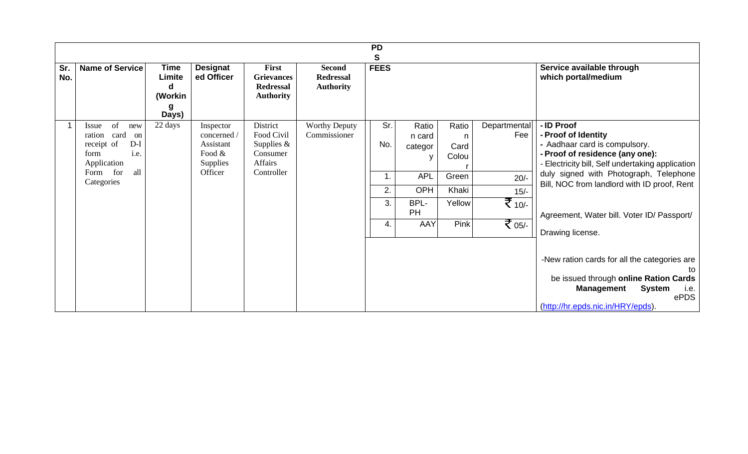| PDS | | | | | | | |
|---|---|---|---|---|---|---|---|
| **Sr. No.** | **Name of Service** | **Time Limited (Working Days)** | **Designated Officer** | **First Grievances Redressal Authority** | **Second Redressal Authority** | **FEES** | **Service available through which portal/medium** |
| 1 | Issue of new ration card on receipt of D-I form i.e. Application Form for all Categories | 22 days | Inspector concerned / Assistant Food & Supplies Officer | District Food Civil Supplies & Consumer Affairs Controller | Worthy Deputy Commissioner | <table><tr><th>Sr. No.</th><th>Ration card category</th><th>Ration Card Colour</th><th>Departmental Fee</th></tr><tr><td>1.</td><td>APL</td><td>Green</td><td>20/-</td></tr><tr><td>2.</td><td>OPH</td><td>Khaki</td><td>15/-</td></tr><tr><td>3.</td><td>BPL-PH</td><td>Yellow</td><td>₹ 10/-</td></tr><tr><td>4.</td><td>AAY</td><td>Pink</td><td>₹ 05/-</td></tr></table> | **- ID Proof**<br>**- Proof of Identity**<br>**-** Aadhaar card is compulsory.<br>**- Proof of residence (any one):**<br>- Electricity bill, Self undertaking application duly signed with Photograph, Telephone Bill, NOC from landlord with ID proof, Rent Agreement, Water bill. Voter ID/ Passport/ Drawing license.<br><br>-New ration cards for all the categories are to be issued through **online Ration Cards Management System** i.e. ePDS (http://hr.epds.nic.in/HRY/epds). |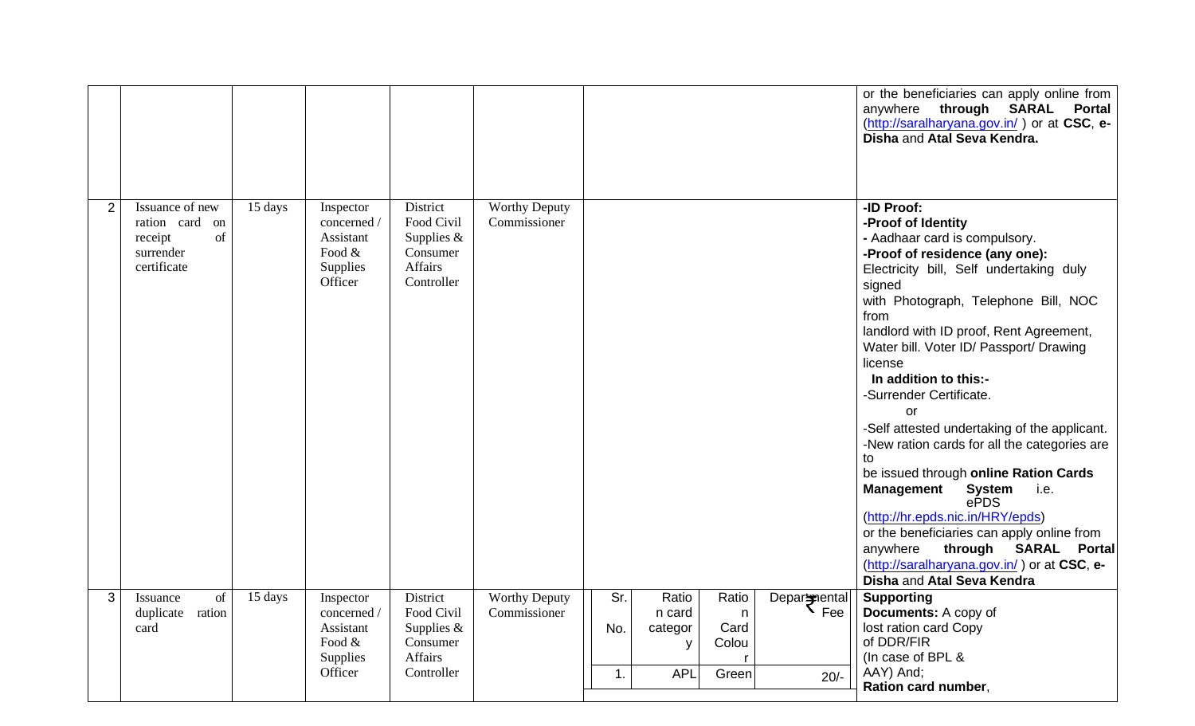| | | | | | | | |
|---|---|---|---|---|---|---|---|
| | | | | | | | or the beneficiaries can apply online from anywhere **through SARAL Portal** (http://saralharyana.gov.in/ ) or at **CSC**, **e-Disha** and **Atal Seva Kendra.** |
| 2 | Issuance of new ration card on receipt of surrender certificate | 15 days | Inspector concerned / Assistant Food & Supplies Officer | District Food Civil Supplies & Consumer Affairs Controller | Worthy Deputy Commissioner | | **-ID Proof:**<br>**-Proof of Identity**<br>**-** Aadhaar card is compulsory.<br>**-Proof of residence (any one):**<br>Electricity bill, Self undertaking duly signed with Photograph, Telephone Bill, NOC from landlord with ID proof, Rent Agreement, Water bill. Voter ID/ Passport/ Drawing license<br>**In addition to this:-**<br>-Surrender Certificate.<br>or<br>-Self attested undertaking of the applicant.<br>-New ration cards for all the categories are to be issued through **online Ration Cards Management System** i.e. ePDS (http://hr.epds.nic.in/HRY/epds)<br>or the beneficiaries can apply online from anywhere **through SARAL Portal** (http://saralharyana.gov.in/ ) or at **CSC**, **e-Disha** and **Atal Seva Kendra** |
| 3 | Issuance of duplicate ration card | 15 days | Inspector concerned / Assistant Food & Supplies Officer | District Food Civil Supplies & Consumer Affairs Controller | Worthy Deputy Commissioner | Sr. No. / Ration card category / Ration Card Colour / Departmental ₹ Fee<br>1. / APL / Green / 20/- | **Supporting Documents:** A copy of lost ration card Copy of DDR/FIR (In case of BPL & AAY) And;<br>**Ration card number**, |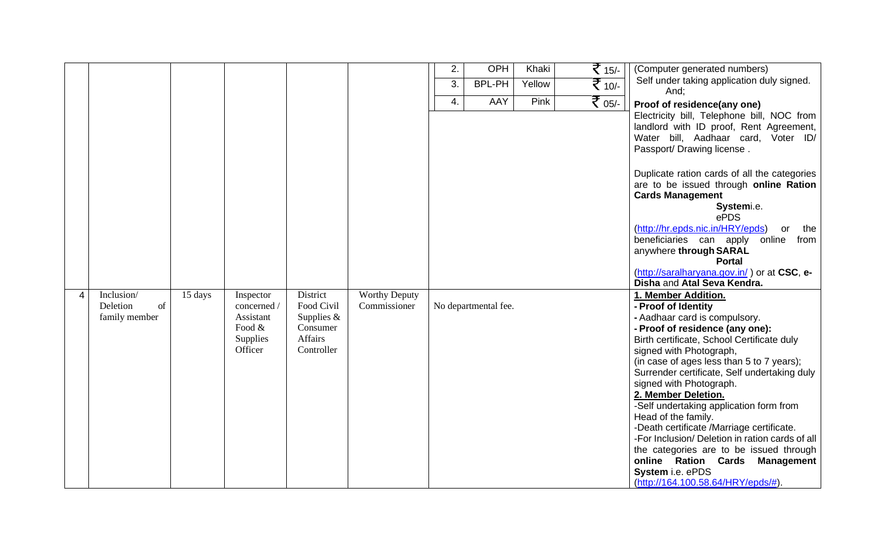| | | | | | | | |
|---|---|---|---|---|---|---|---|
| | | | | | | 2. OPH Khaki ₹ 15/-<br>3. BPL-PH Yellow ₹ 10/-<br>4. AAY Pink ₹ 05/- | (Computer generated numbers)<br>Self under taking application duly signed. And;<br>**Proof of residence(any one)**<br>Electricity bill, Telephone bill, NOC from landlord with ID proof, Rent Agreement, Water bill, Aadhaar card, Voter ID/ Passport/ Drawing license .<br><br>Duplicate ration cards of all the categories are to be issued through **online Ration Cards Management System**i.e. ePDS (http://hr.epds.nic.in/HRY/epds) or the beneficiaries can apply online from anywhere **through SARAL Portal** (http://saralharyana.gov.in/ ) or at **CSC**, **e-Disha** and **Atal Seva Kendra.** |
| 4 | Inclusion/ Deletion of family member | 15 days | Inspector concerned / Assistant Food & Supplies Officer | District Food Civil Supplies & Consumer Affairs Controller | Worthy Deputy Commissioner | No departmental fee. | **1. Member Addition.**<br>**- Proof of Identity**<br>**-** Aadhaar card is compulsory.<br>**- Proof of residence (any one):**<br>Birth certificate, School Certificate duly signed with Photograph,<br>(in case of ages less than 5 to 7 years);<br>Surrender certificate, Self undertaking duly signed with Photograph.<br>**2. Member Deletion.**<br>-Self undertaking application form from Head of the family.<br>-Death certificate /Marriage certificate.<br>-For Inclusion/ Deletion in ration cards of all the categories are to be issued through **online Ration Cards Management System** i.e. ePDS (http://164.100.58.64/HRY/epds/#). |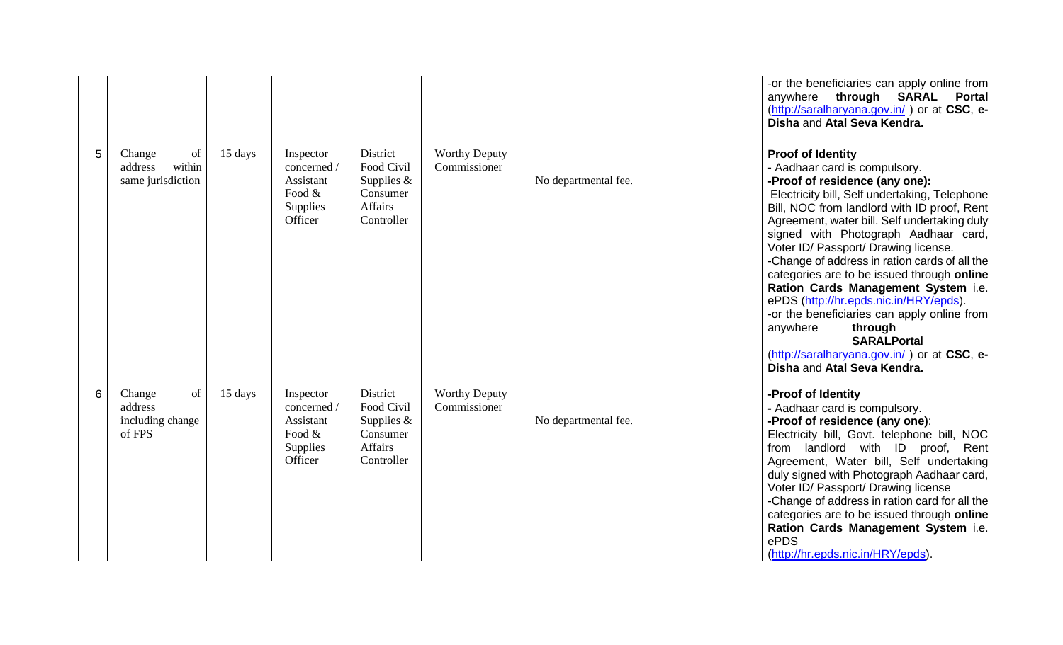| | | | | | | | |
|---|---|---|---|---|---|---|---|
| | | | | | | | -or the beneficiaries can apply online from anywhere **through SARAL Portal** (http://saralharyana.gov.in/ ) or at **CSC**, **e-Disha** and **Atal Seva Kendra.** |
| 5 | Change of address within same jurisdiction | 15 days | Inspector concerned / Assistant Food & Supplies Officer | District Food Civil Supplies & Consumer Affairs Controller | Worthy Deputy Commissioner | No departmental fee. | **Proof of Identity**<br>**-** Aadhaar card is compulsory.<br>**-Proof of residence (any one):**<br>Electricity bill, Self undertaking, Telephone Bill, NOC from landlord with ID proof, Rent Agreement, water bill. Self undertaking duly signed with Photograph Aadhaar card, Voter ID/ Passport/ Drawing license.<br>-Change of address in ration cards of all the categories are to be issued through **online Ration Cards Management System** i.e. ePDS (http://hr.epds.nic.in/HRY/epds).<br>-or the beneficiaries can apply online from anywhere **through SARALPortal** (http://saralharyana.gov.in/ ) or at **CSC**, **e-Disha** and **Atal Seva Kendra.** |
| 6 | Change of address including change of FPS | 15 days | Inspector concerned / Assistant Food & Supplies Officer | District Food Civil Supplies & Consumer Affairs Controller | Worthy Deputy Commissioner | No departmental fee. | **-Proof of Identity**<br>**-** Aadhaar card is compulsory.<br>**-Proof of residence (any one)**:<br>Electricity bill, Govt. telephone bill, NOC from landlord with ID proof, Rent Agreement, Water bill, Self undertaking duly signed with Photograph Aadhaar card, Voter ID/ Passport/ Drawing license<br>-Change of address in ration card for all the categories are to be issued through **online Ration Cards Management System** i.e. ePDS (http://hr.epds.nic.in/HRY/epds). |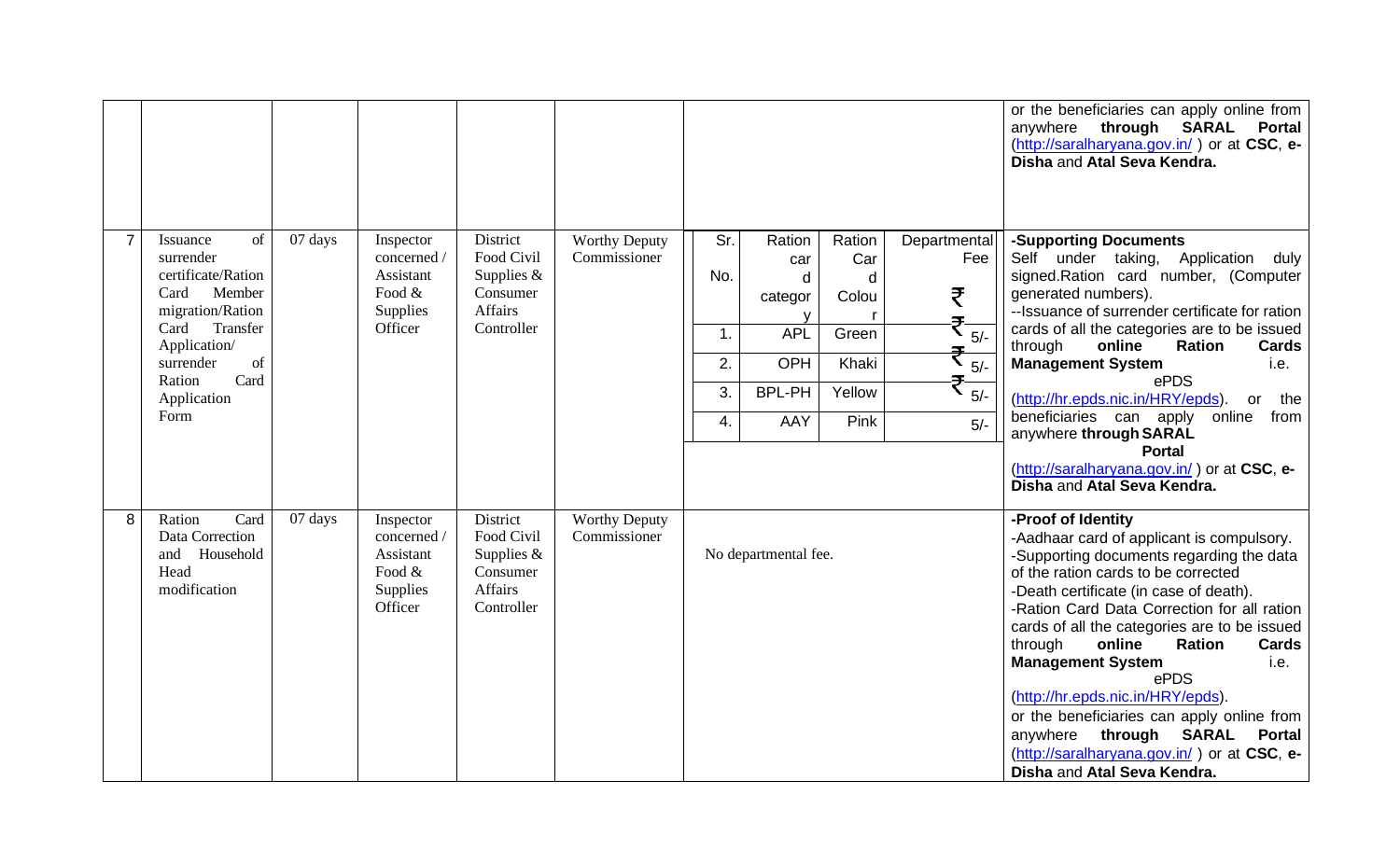| | | | | | | | |
|---|---|---|---|---|---|---|---|
| | | | | | | | or the beneficiaries can apply online from anywhere **through SARAL Portal** (http://saralharyana.gov.in/ ) or at **CSC, e-Disha** and **Atal Seva Kendra.** |
| 7 | Issuance of surrender certificate/Ration Card Member migration/Ration Card Transfer Application/ surrender of Ration Card Application Form | 07 days | Inspector concerned / Assistant Food & Supplies Officer | District Food Civil Supplies & Consumer Affairs Controller | Worthy Deputy Commissioner | Sr. No. / Ration card category / Ration Card Colour / Departmental Fee: 1. APL, Green, ₹ 5/-; 2. OPH, Khaki, ₹ 5/-; 3. BPL-PH, Yellow, ₹ 5/-; 4. AAY, Pink, 5/- | **-Supporting Documents** Self under taking, Application duly signed.Ration card number, (Computer generated numbers). --Issuance of surrender certificate for ration cards of all the categories are to be issued through **online Ration Cards Management System** i.e. ePDS (http://hr.epds.nic.in/HRY/epds). or the beneficiaries can apply online from anywhere **through SARAL Portal** (http://saralharyana.gov.in/ ) or at **CSC, e-Disha** and **Atal Seva Kendra.** |
| 8 | Ration Card Data Correction and Household Head modification | 07 days | Inspector concerned / Assistant Food & Supplies Officer | District Food Civil Supplies & Consumer Affairs Controller | Worthy Deputy Commissioner | No departmental fee. | **-Proof of Identity** -Aadhaar card of applicant is compulsory. -Supporting documents regarding the data of the ration cards to be corrected -Death certificate (in case of death). -Ration Card Data Correction for all ration cards of all the categories are to be issued through **online Ration Cards Management System** i.e. ePDS (http://hr.epds.nic.in/HRY/epds). or the beneficiaries can apply online from anywhere **through SARAL Portal** (http://saralharyana.gov.in/ ) or at **CSC, e-Disha** and **Atal Seva Kendra.** |